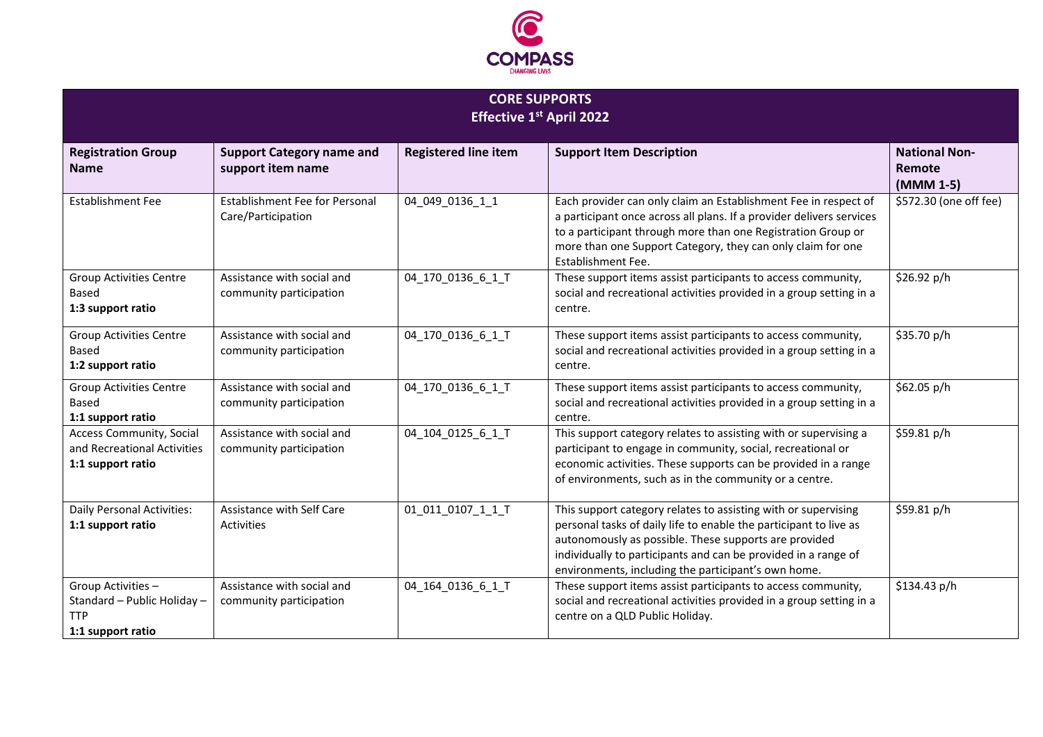COMPASS
CHANGING LIVES

| CORE SUPPORTS<br>Effective 1st April 2022 | | | | |
|---|---|---|---|---|
| **Registration Group Name** | **Support Category name and support item name** | **Registered line item** | **Support Item Description** | **National Non-Remote (MMM 1-5)** |
| Establishment Fee | Establishment Fee for Personal Care/Participation | 04_049_0136_1_1 | Each provider can only claim an Establishment Fee in respect of a participant once across all plans. If a provider delivers services to a participant through more than one Registration Group or more than one Support Category, they can only claim for one Establishment Fee. | $572.30 (one off fee) |
| Group Activities Centre Based **1:3 support ratio** | Assistance with social and community participation | 04_170_0136_6_1_T | These support items assist participants to access community, social and recreational activities provided in a group setting in a centre. | $26.92 p/h |
| Group Activities Centre Based **1:2 support ratio** | Assistance with social and community participation | 04_170_0136_6_1_T | These support items assist participants to access community, social and recreational activities provided in a group setting in a centre. | $35.70 p/h |
| Group Activities Centre Based **1:1 support ratio** | Assistance with social and community participation | 04_170_0136_6_1_T | These support items assist participants to access community, social and recreational activities provided in a group setting in a centre. | $62.05 p/h |
| Access Community, Social and Recreational Activities **1:1 support ratio** | Assistance with social and community participation | 04_104_0125_6_1_T | This support category relates to assisting with or supervising a participant to engage in community, social, recreational or economic activities. These supports can be provided in a range of environments, such as in the community or a centre. | $59.81 p/h |
| Daily Personal Activities: **1:1 support ratio** | Assistance with Self Care Activities | 01_011_0107_1_1_T | This support category relates to assisting with or supervising personal tasks of daily life to enable the participant to live as autonomously as possible. These supports are provided individually to participants and can be provided in a range of environments, including the participant's own home. | $59.81 p/h |
| Group Activities – Standard – Public Holiday – TTP **1:1 support ratio** | Assistance with social and community participation | 04_164_0136_6_1_T | These support items assist participants to access community, social and recreational activities provided in a group setting in a centre on a QLD Public Holiday. | $134.43 p/h |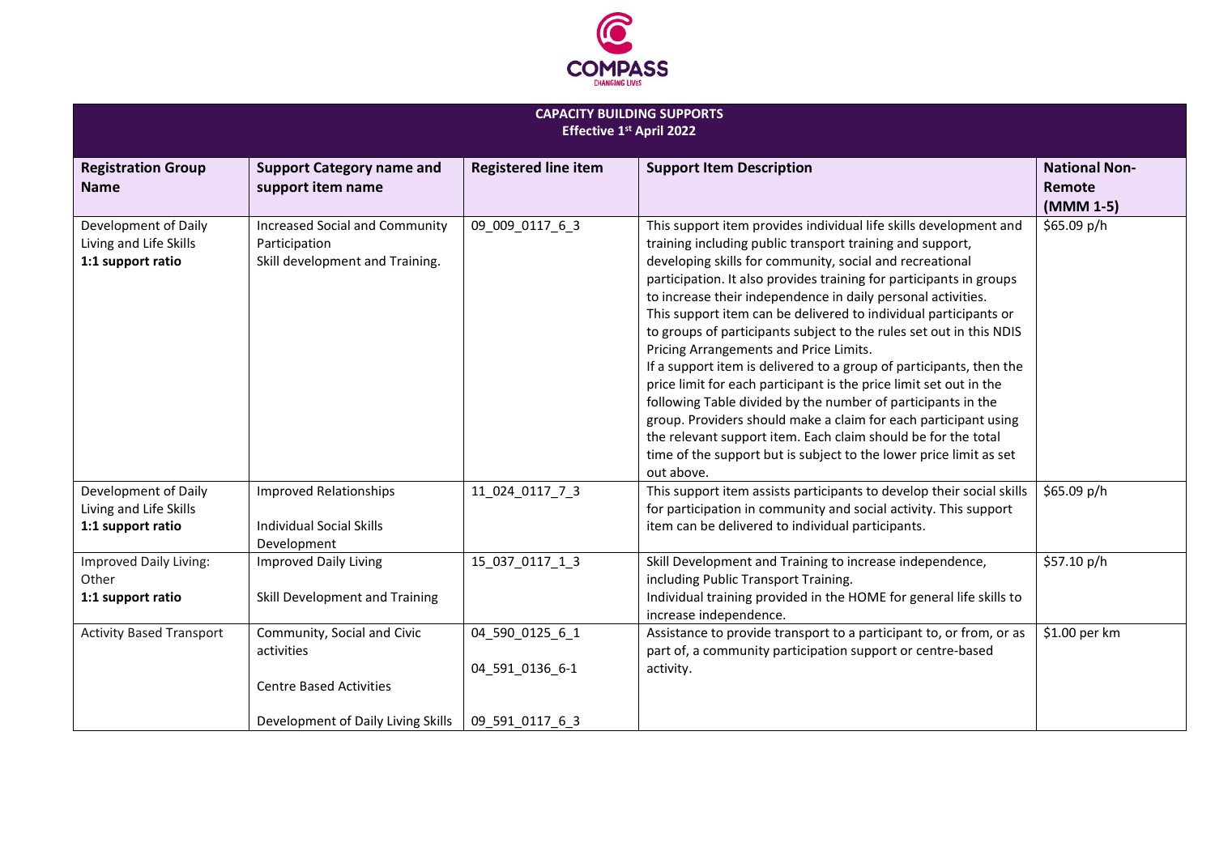| CAPACITY BUILDING SUPPORTS Effective 1st April 2022 | | | | |
|---|---|---|---|---|
| **Registration Group Name** | **Support Category name and support item name** | **Registered line item** | **Support Item Description** | **National Non-Remote (MMM 1-5)** |
| Development of Daily Living and Life Skills **1:1 support ratio** | Increased Social and Community Participation Skill development and Training. | 09_009_0117_6_3 | This support item provides individual life skills development and training including public transport training and support, developing skills for community, social and recreational participation. It also provides training for participants in groups to increase their independence in daily personal activities. This support item can be delivered to individual participants or to groups of participants subject to the rules set out in this NDIS Pricing Arrangements and Price Limits. If a support item is delivered to a group of participants, then the price limit for each participant is the price limit set out in the following Table divided by the number of participants in the group. Providers should make a claim for each participant using the relevant support item. Each claim should be for the total time of the support but is subject to the lower price limit as set out above. | $65.09 p/h |
| Development of Daily Living and Life Skills **1:1 support ratio** | Improved Relationships<br><br>Individual Social Skills Development | 11_024_0117_7_3 | This support item assists participants to develop their social skills for participation in community and social activity. This support item can be delivered to individual participants. | $65.09 p/h |
| Improved Daily Living: Other **1:1 support ratio** | Improved Daily Living<br><br>Skill Development and Training | 15_037_0117_1_3 | Skill Development and Training to increase independence, including Public Transport Training. Individual training provided in the HOME for general life skills to increase independence. | $57.10 p/h |
| Activity Based Transport | Community, Social and Civic activities<br><br>Centre Based Activities<br><br>Development of Daily Living Skills | 04_590_0125_6_1<br><br>04_591_0136_6-1<br><br>09_591_0117_6_3 | Assistance to provide transport to a participant to, or from, or as part of, a community participation support or centre-based activity. | $1.00 per km |